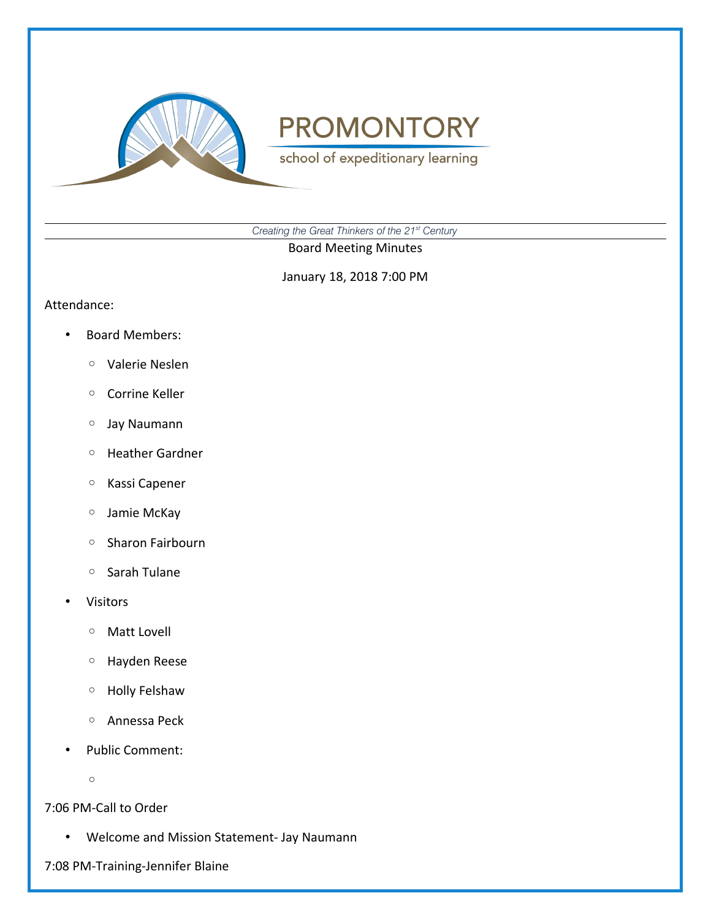# PROMONTORY

school of expeditionary learning

*Creating the Great Thinkers of the 21st Century*

Board Meeting Minutes

January 18, 2018 7:00 PM

Attendance:

- Board Members:
  - Valerie Neslen
  - Corrine Keller
  - Jay Naumann
  - Heather Gardner
  - Kassi Capener
  - Jamie McKay
  - Sharon Fairbourn
  - Sarah Tulane
- Visitors
  - Matt Lovell
  - Hayden Reese
  - Holly Felshaw
  - Annessa Peck
- Public Comment:
  - 

7:06 PM-Call to Order

- Welcome and Mission Statement- Jay Naumann

7:08 PM-Training-Jennifer Blaine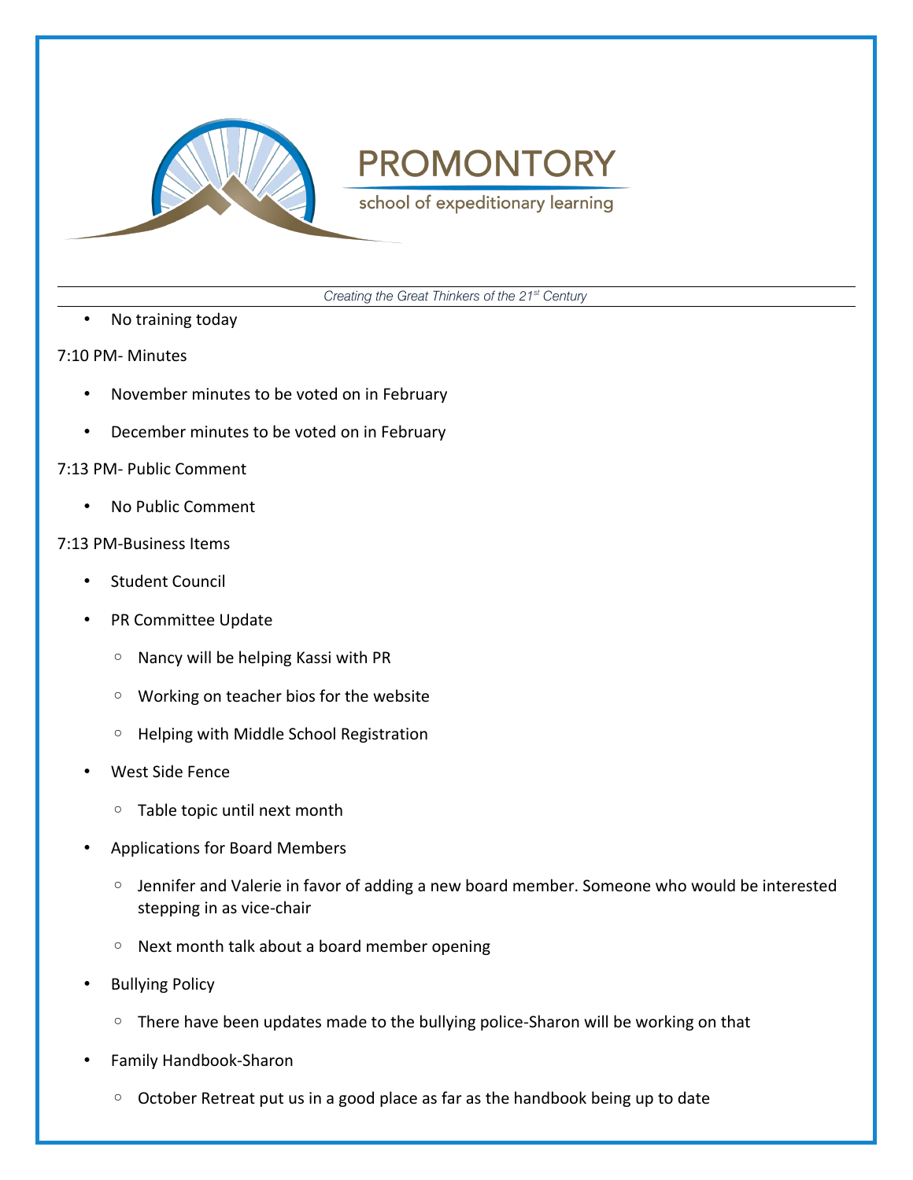- No training today

7:10 PM- Minutes

- November minutes to be voted on in February
- December minutes to be voted on in February

7:13 PM- Public Comment

- No Public Comment

7:13 PM-Business Items

- Student Council
- PR Committee Update
  - Nancy will be helping Kassi with PR
  - Working on teacher bios for the website
  - Helping with Middle School Registration
- West Side Fence
  - Table topic until next month
- Applications for Board Members
  - Jennifer and Valerie in favor of adding a new board member. Someone who would be interested stepping in as vice-chair
  - Next month talk about a board member opening
- Bullying Policy
  - There have been updates made to the bullying police-Sharon will be working on that
- Family Handbook-Sharon
  - October Retreat put us in a good place as far as the handbook being up to date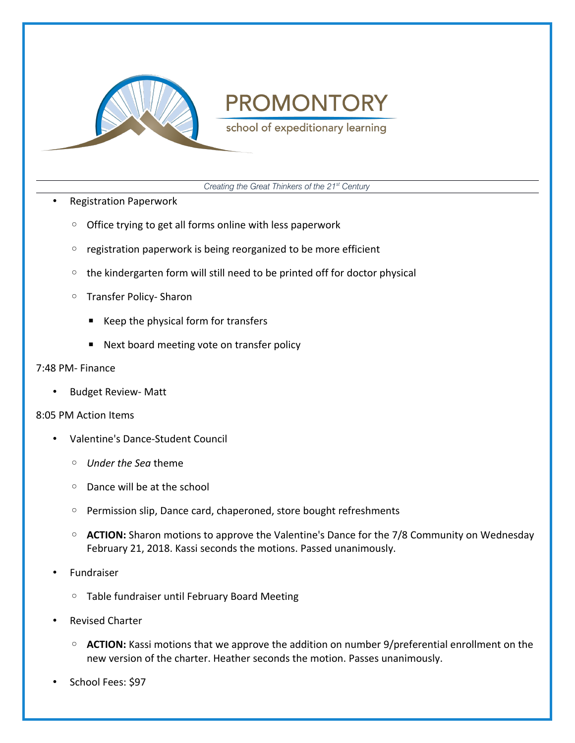- Registration Paperwork
  - Office trying to get all forms online with less paperwork
  - registration paperwork is being reorganized to be more efficient
  - the kindergarten form will still need to be printed off for doctor physical
  - Transfer Policy- Sharon
    - Keep the physical form for transfers
    - Next board meeting vote on transfer policy

7:48 PM- Finance

- Budget Review- Matt

8:05 PM Action Items

- Valentine's Dance-Student Council
  - *Under the Sea* theme
  - Dance will be at the school
  - Permission slip, Dance card, chaperoned, store bought refreshments
  - **ACTION:** Sharon motions to approve the Valentine's Dance for the 7/8 Community on Wednesday February 21, 2018. Kassi seconds the motions. Passed unanimously.
- Fundraiser
  - Table fundraiser until February Board Meeting
- Revised Charter
  - **ACTION:** Kassi motions that we approve the addition on number 9/preferential enrollment on the new version of the charter. Heather seconds the motion. Passes unanimously.
- School Fees: $97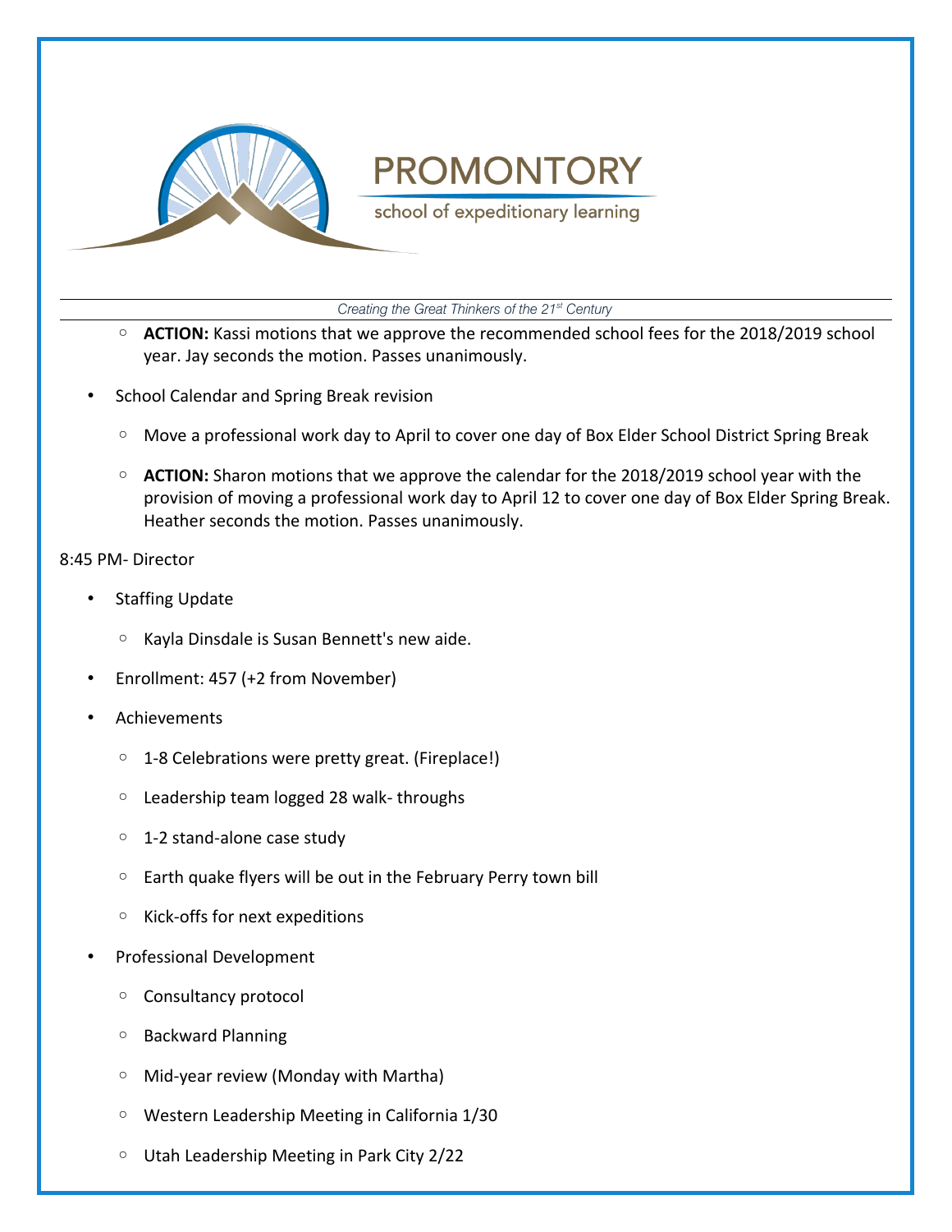- **ACTION:** Kassi motions that we approve the recommended school fees for the 2018/2019 school year. Jay seconds the motion. Passes unanimously.

- School Calendar and Spring Break revision
  - Move a professional work day to April to cover one day of Box Elder School District Spring Break
  - **ACTION:** Sharon motions that we approve the calendar for the 2018/2019 school year with the provision of moving a professional work day to April 12 to cover one day of Box Elder Spring Break. Heather seconds the motion. Passes unanimously.

8:45 PM- Director

- Staffing Update
  - Kayla Dinsdale is Susan Bennett's new aide.
- Enrollment: 457 (+2 from November)
- Achievements
  - 1-8 Celebrations were pretty great. (Fireplace!)
  - Leadership team logged 28 walk- throughs
  - 1-2 stand-alone case study
  - Earth quake flyers will be out in the February Perry town bill
  - Kick-offs for next expeditions
- Professional Development
  - Consultancy protocol
  - Backward Planning
  - Mid-year review (Monday with Martha)
  - Western Leadership Meeting in California 1/30
  - Utah Leadership Meeting in Park City 2/22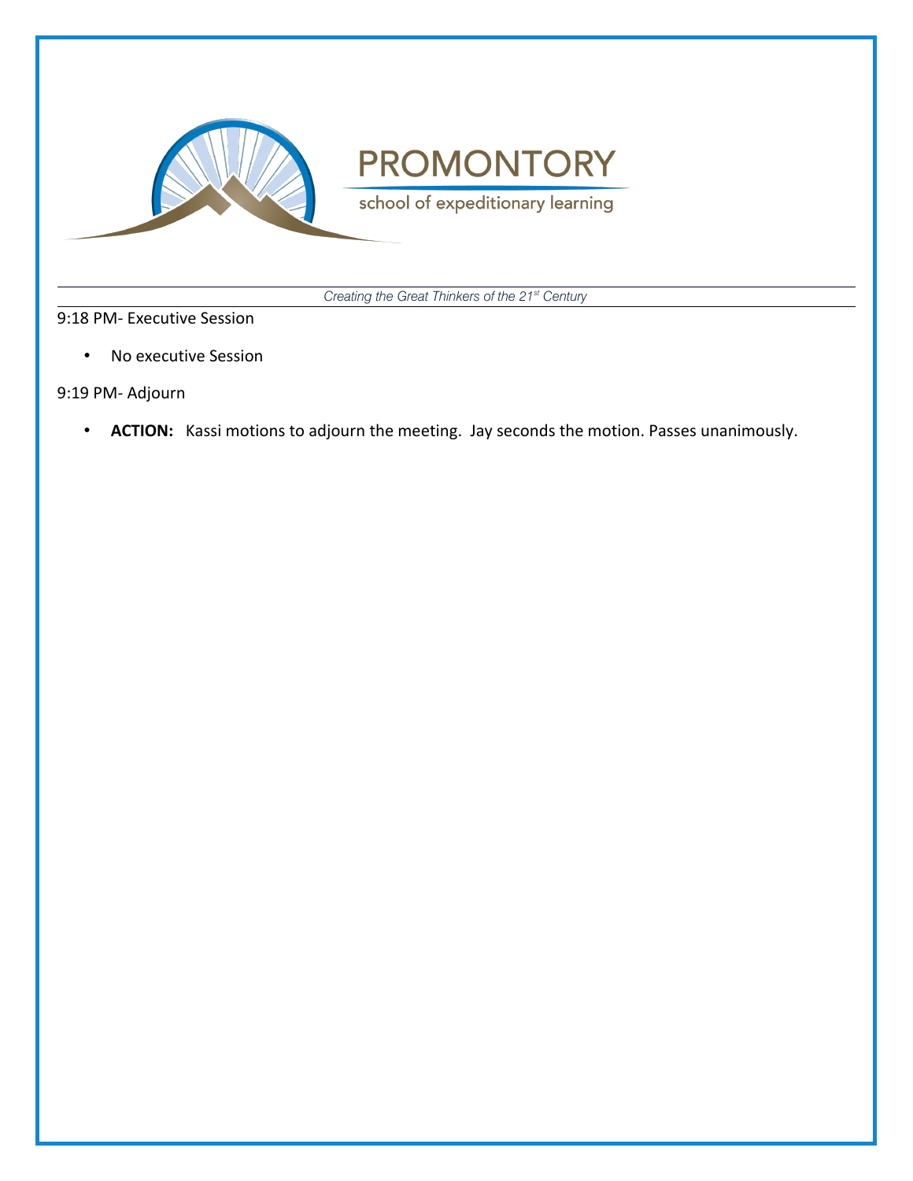9:18 PM- Executive Session

- No executive Session

9:19 PM- Adjourn

- **ACTION:** Kassi motions to adjourn the meeting. Jay seconds the motion. Passes unanimously.